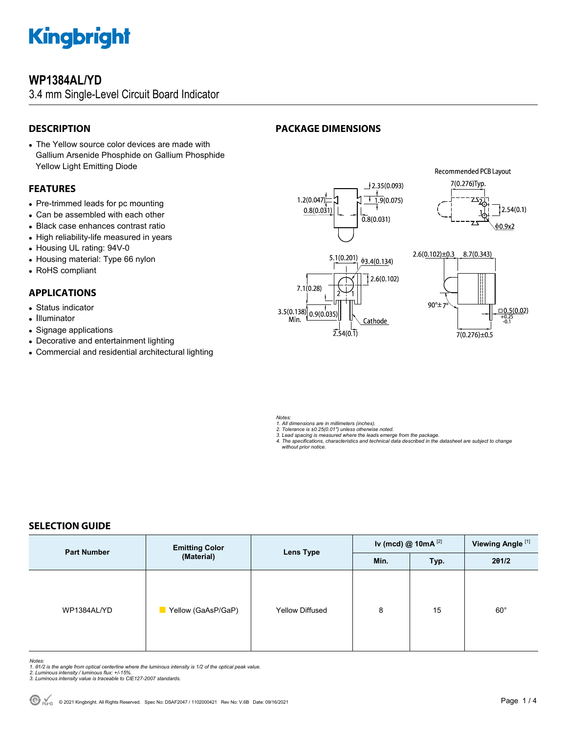# WP1384AL/YD

3.4 mm Single-Level Circuit Board Indicator

## DESCRIPTION

- The Yellow source color devices are made with Gallium Arsenide Phosphide on Gallium Phosphide Yellow Light Emitting Diode

## FEATURES

- Pre-trimmed leads for pc mounting
- Can be assembled with each other
- Black case enhances contrast ratio
- High reliability-life measured in years
- Housing UL rating: 94V-0
- Housing material: Type 66 nylon
- RoHS compliant

## APPLICATIONS

- Status indicator
- Illuminator
- Signage applications
- Decorative and entertainment lighting
- Commercial and residential architectural lighting

## PACKAGE DIMENSIONS

*Notes:*
*1. All dimensions are in millimeters (inches).*
*2. Tolerance is ±0.25(0.01") unless otherwise noted.*
*3. Lead spacing is measured where the leads emerge from the package.*
*4. The specifications, characteristics and technical data described in the datasheet are subject to change without prior notice.*

## SELECTION GUIDE

| Part Number | Emitting Color (Material) | Lens Type | Iv (mcd) @ 10mA [2] | | Viewing Angle [1] |
|---|---|---|---|---|---|
| | | | Min. | Typ. | 2θ1/2 |
| WP1384AL/YD | Yellow (GaAsP/GaP) | Yellow Diffused | 8 | 15 | 60° |

*Notes:*
*1. θ1/2 is the angle from optical centerline where the luminous intensity is 1/2 of the optical peak value.*
*2. Luminous intensity / luminous flux: +/-15%.*
*3. Luminous intensity value is traceable to CIE127-2007 standards.*

© 2021 Kingbright. All Rights Reserved. Spec No: DSAF2047 / 1102000421 Rev No: V.6B Date: 09/16/2021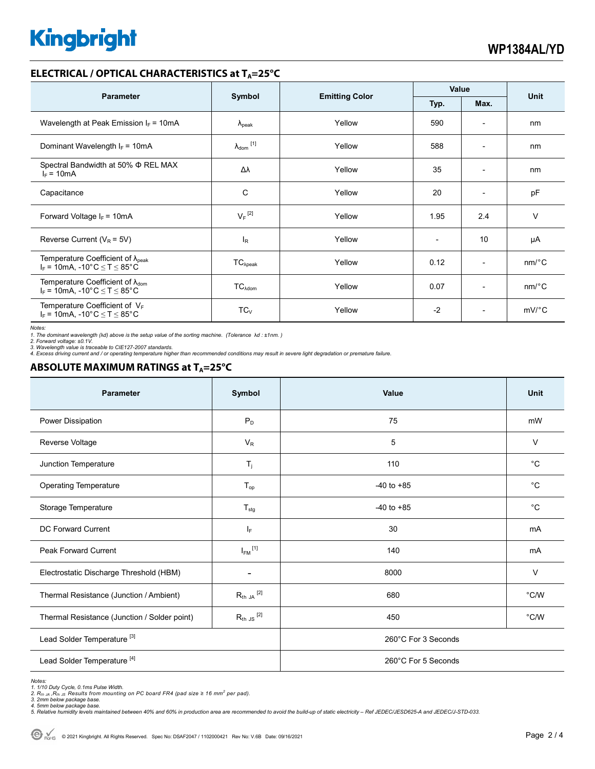## ELECTRICAL / OPTICAL CHARACTERISTICS at $T_A$=25°C

| Parameter | Symbol | Emitting Color | Value | | Unit |
|---|---|---|---|---|---|
| | | | Typ. | Max. | |
| Wavelength at Peak Emission $I_F$ = 10mA | $\lambda_{peak}$ | Yellow | 590 | - | nm |
| Dominant Wavelength $I_F$ = 10mA | $\lambda_{dom}$ [1] | Yellow | 588 | - | nm |
| Spectral Bandwidth at 50% Φ REL MAX $I_F$ = 10mA | Δλ | Yellow | 35 | - | nm |
| Capacitance | C | Yellow | 20 | - | pF |
| Forward Voltage $I_F$ = 10mA | $V_F$ [2] | Yellow | 1.95 | 2.4 | V |
| Reverse Current ($V_R$ = 5V) | $I_R$ | Yellow | - | 10 | µA |
| Temperature Coefficient of $\lambda_{peak}$ $I_F$ = 10mA, -10°C ≤ T ≤ 85°C | $TC_{\lambda peak}$ | Yellow | 0.12 | - | nm/°C |
| Temperature Coefficient of $\lambda_{dom}$ $I_F$ = 10mA, -10°C ≤ T ≤ 85°C | $TC_{\lambda dom}$ | Yellow | 0.07 | - | nm/°C |
| Temperature Coefficient of $V_F$ $I_F$ = 10mA, -10°C ≤ T ≤ 85°C | $TC_V$ | Yellow | -2 | - | mV/°C |

*Notes:*
*1. The dominant wavelength (λd) above is the setup value of the sorting machine. (Tolerance λd : ±1nm. )*
*2. Forward voltage: ±0.1V.*
*3. Wavelength value is traceable to CIE127-2007 standards.*
*4. Excess driving current and / or operating temperature higher than recommended conditions may result in severe light degradation or premature failure.*

## ABSOLUTE MAXIMUM RATINGS at $T_A$=25°C

| Parameter | Symbol | Value | Unit |
|---|---|---|---|
| Power Dissipation | $P_D$ | 75 | mW |
| Reverse Voltage | $V_R$ | 5 | V |
| Junction Temperature | $T_j$ | 110 | °C |
| Operating Temperature | $T_{op}$ | -40 to +85 | °C |
| Storage Temperature | $T_{stg}$ | -40 to +85 | °C |
| DC Forward Current | $I_F$ | 30 | mA |
| Peak Forward Current | $I_{FM}$ [1] | 140 | mA |
| Electrostatic Discharge Threshold (HBM) | - | 8000 | V |
| Thermal Resistance (Junction / Ambient) | $R_{th\ JA}$ [2] | 680 | °C/W |
| Thermal Resistance (Junction / Solder point) | $R_{th\ JS}$ [2] | 450 | °C/W |
| Lead Solder Temperature [3] | | 260°C For 3 Seconds | |
| Lead Solder Temperature [4] | | 260°C For 5 Seconds | |

*Notes:*
*1. 1/10 Duty Cycle, 0.1ms Pulse Width.*
*2. $R_{th\ JA}$ ,$R_{th\ JS}$ Results from mounting on PC board FR4 (pad size ≥ 16 $mm^2$ per pad).*
*3. 2mm below package base.*
*4. 5mm below package base.*
*5. Relative humidity levels maintained between 40% and 60% in production area are recommended to avoid the build-up of static electricity – Ref JEDEC/JESD625-A and JEDEC/J-STD-033.*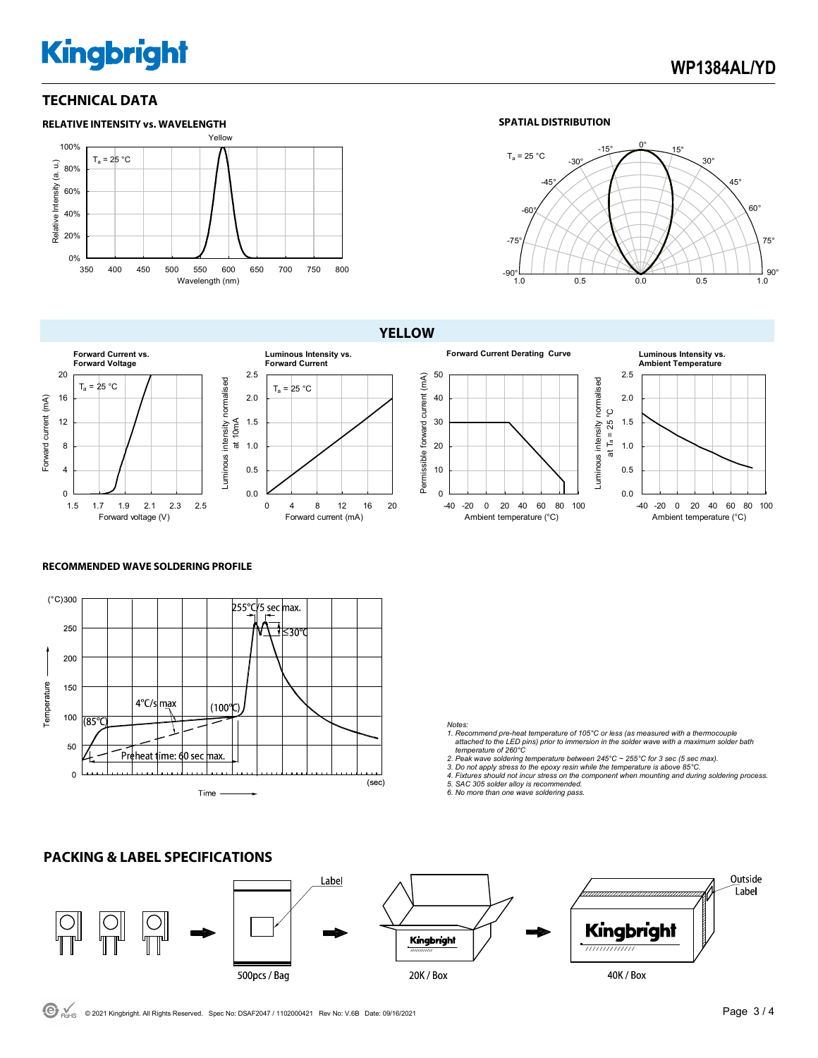## TECHNICAL DATA

### RELATIVE INTENSITY vs. WAVELENGTH

### SPATIAL DISTRIBUTION

### YELLOW

**Forward Current vs. Forward Voltage**

**Luminous Intensity vs. Forward Current**

**Forward Current Derating Curve**

**Luminous Intensity vs. Ambient Temperature**

### RECOMMENDED WAVE SOLDERING PROFILE

*Notes:*

*1. Recommend pre-heat temperature of 105°C or less (as measured with a thermocouple attached to the LED pins) prior to immersion in the solder wave with a maximum solder bath temperature of 260°C*

*2. Peak wave soldering temperature between 245°C ~ 255°C for 3 sec (5 sec max).*

*3. Do not apply stress to the epoxy resin while the temperature is above 85°C.*

*4. Fixtures should not incur stress on the component when mounting and during soldering process.*

*5. SAC 305 solder alloy is recommended.*

*6. No more than one wave soldering pass.*

## PACKING & LABEL SPECIFICATIONS

500pcs / Bag → 20K / Box → 40K / Box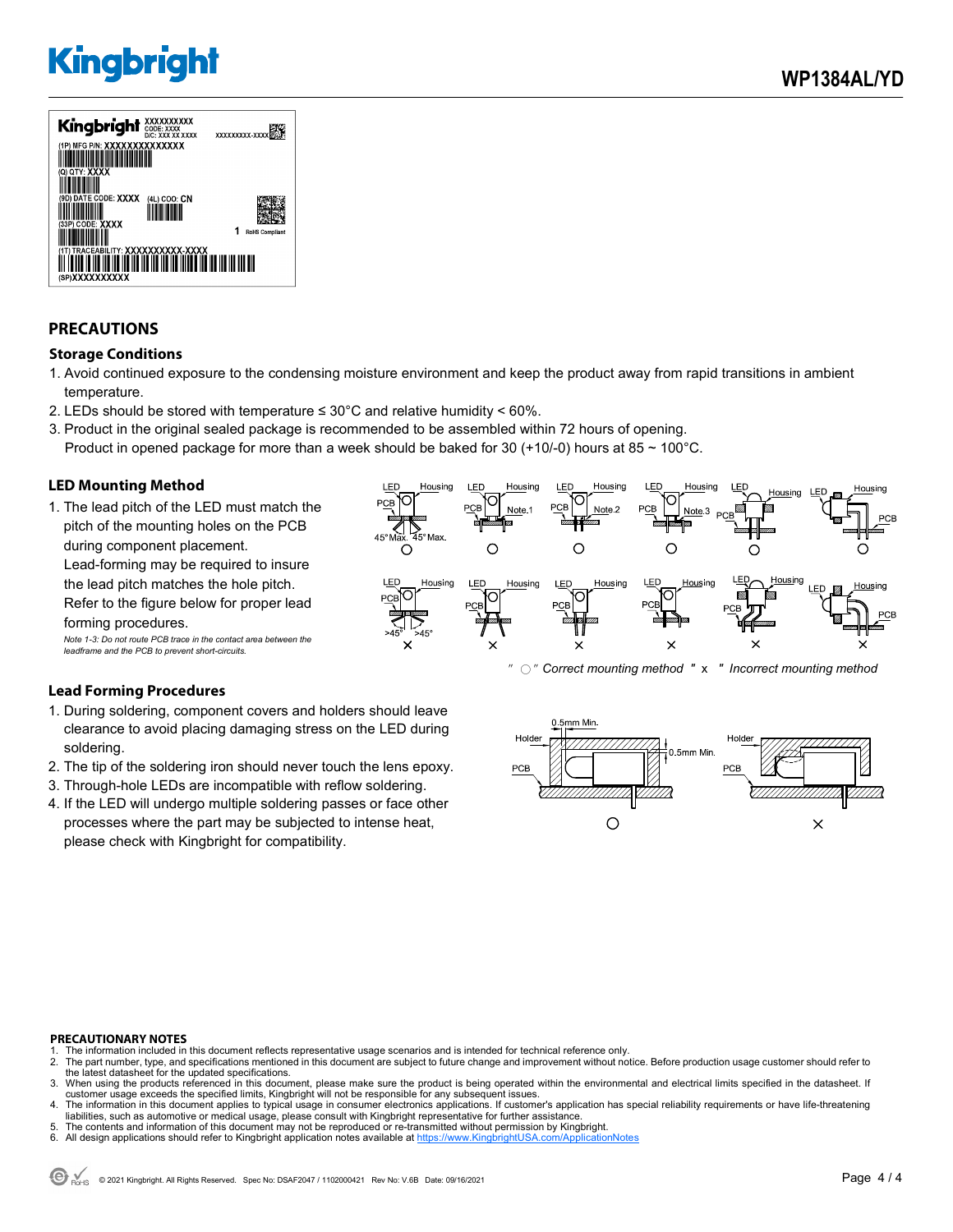## PRECAUTIONS

### Storage Conditions

1. Avoid continued exposure to the condensing moisture environment and keep the product away from rapid transitions in ambient temperature.
2. LEDs should be stored with temperature ≤ 30°C and relative humidity < 60%.
3. Product in the original sealed package is recommended to be assembled within 72 hours of opening.
   Product in opened package for more than a week should be baked for 30 (+10/-0) hours at 85 ~ 100°C.

### LED Mounting Method

1. The lead pitch of the LED must match the pitch of the mounting holes on the PCB during component placement.
   Lead-forming may be required to insure the lead pitch matches the hole pitch.
   Refer to the figure below for proper lead forming procedures.

*Note 1-3: Do not route PCB trace in the contact area between the leadframe and the PCB to prevent short-circuits.*

LED Housing PCB 45° Max. 45° Max.
Note.1
Note.2
Note.3
>45° >45°

" ○ " Correct mounting method " x " Incorrect mounting method

### Lead Forming Procedures

1. During soldering, component covers and holders should leave clearance to avoid placing damaging stress on the LED during soldering.
2. The tip of the soldering iron should never touch the lens epoxy.
3. Through-hole LEDs are incompatible with reflow soldering.
4. If the LED will undergo multiple soldering passes or face other processes where the part may be subjected to intense heat, please check with Kingbright for compatibility.

0.5mm Min.
Holder
PCB
0.5mm Min.

#### PRECAUTIONARY NOTES

1. The information included in this document reflects representative usage scenarios and is intended for technical reference only.
2. The part number, type, and specifications mentioned in this document are subject to future change and improvement without notice. Before production usage customer should refer to the latest datasheet for the updated specifications.
3. When using the products referenced in this document, please make sure the product is being operated within the environmental and electrical limits specified in the datasheet. If customer usage exceeds the specified limits, Kingbright will not be responsible for any subsequent issues.
4. The information in this document applies to typical usage in consumer electronics applications. If customer's application has special reliability requirements or have life-threatening liabilities, such as automotive or medical usage, please consult with Kingbright representative for further assistance.
5. The contents and information of this document may not be reproduced or re-transmitted without permission by Kingbright.
6. All design applications should refer to Kingbright application notes available at https://www.KingbrightUSA.com/ApplicationNotes

© 2021 Kingbright. All Rights Reserved. Spec No: DSAF2047 / 1102000421 Rev No: V.6B Date: 09/16/2021